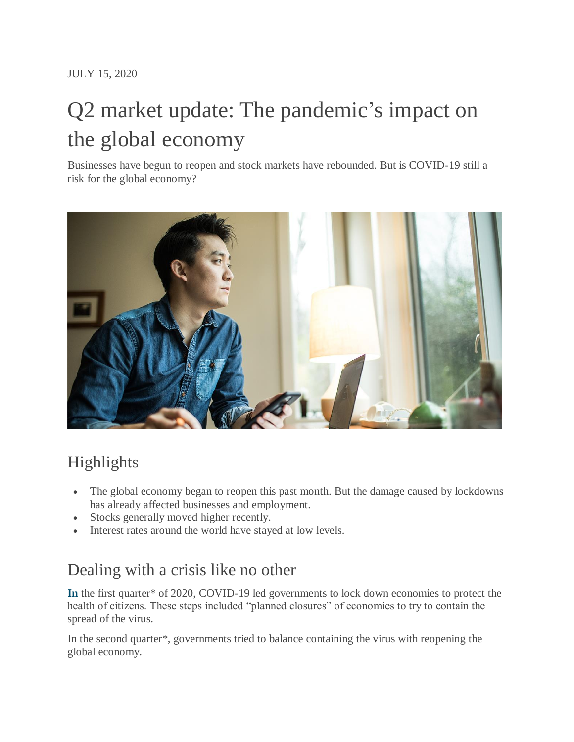JULY 15, 2020

# Q2 market update: The pandemic's impact on the global economy

Businesses have begun to reopen and stock markets have rebounded. But is COVID-19 still a risk for the global economy?

## Highlights

- The global economy began to reopen this past month. But the damage caused by lockdowns has already affected businesses and employment.
- Stocks generally moved higher recently.
- Interest rates around the world have stayed at low levels.

## Dealing with a crisis like no other

**In** the first quarter* of 2020, COVID-19 led governments to lock down economies to protect the health of citizens. These steps included "planned closures" of economies to try to contain the spread of the virus.

In the second quarter*, governments tried to balance containing the virus with reopening the global economy.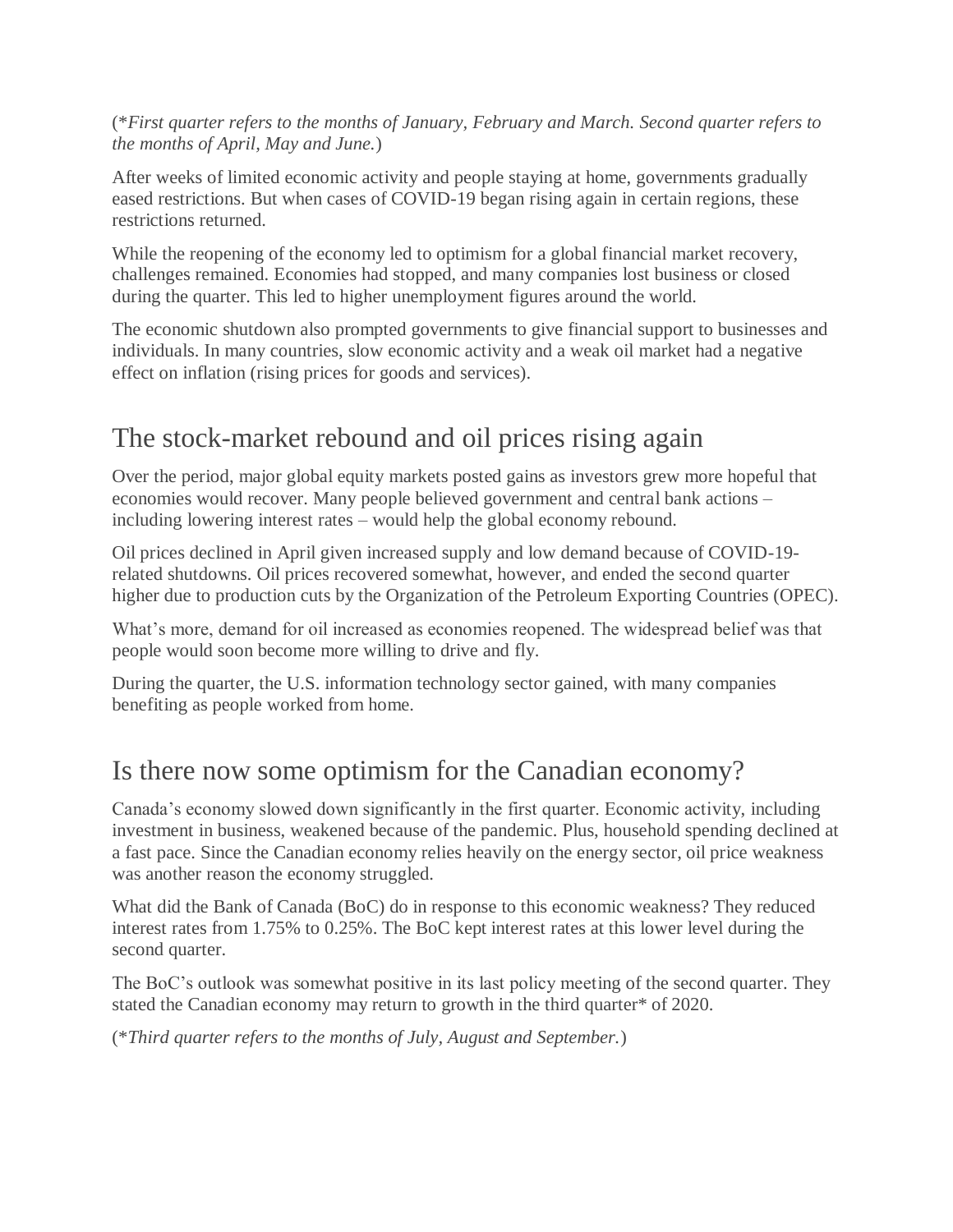(**First quarter refers to the months of January, February and March. Second quarter refers to the months of April, May and June.*)

After weeks of limited economic activity and people staying at home, governments gradually eased restrictions. But when cases of COVID-19 began rising again in certain regions, these restrictions returned.

While the reopening of the economy led to optimism for a global financial market recovery, challenges remained. Economies had stopped, and many companies lost business or closed during the quarter. This led to higher unemployment figures around the world.

The economic shutdown also prompted governments to give financial support to businesses and individuals. In many countries, slow economic activity and a weak oil market had a negative effect on inflation (rising prices for goods and services).

## The stock-market rebound and oil prices rising again

Over the period, major global equity markets posted gains as investors grew more hopeful that economies would recover. Many people believed government and central bank actions – including lowering interest rates – would help the global economy rebound.

Oil prices declined in April given increased supply and low demand because of COVID-19-related shutdowns. Oil prices recovered somewhat, however, and ended the second quarter higher due to production cuts by the Organization of the Petroleum Exporting Countries (OPEC).

What's more, demand for oil increased as economies reopened. The widespread belief was that people would soon become more willing to drive and fly.

During the quarter, the U.S. information technology sector gained, with many companies benefiting as people worked from home.

## Is there now some optimism for the Canadian economy?

Canada's economy slowed down significantly in the first quarter. Economic activity, including investment in business, weakened because of the pandemic. Plus, household spending declined at a fast pace. Since the Canadian economy relies heavily on the energy sector, oil price weakness was another reason the economy struggled.

What did the Bank of Canada (BoC) do in response to this economic weakness? They reduced interest rates from 1.75% to 0.25%. The BoC kept interest rates at this lower level during the second quarter.

The BoC's outlook was somewhat positive in its last policy meeting of the second quarter. They stated the Canadian economy may return to growth in the third quarter* of 2020.

(**Third quarter refers to the months of July, August and September.*)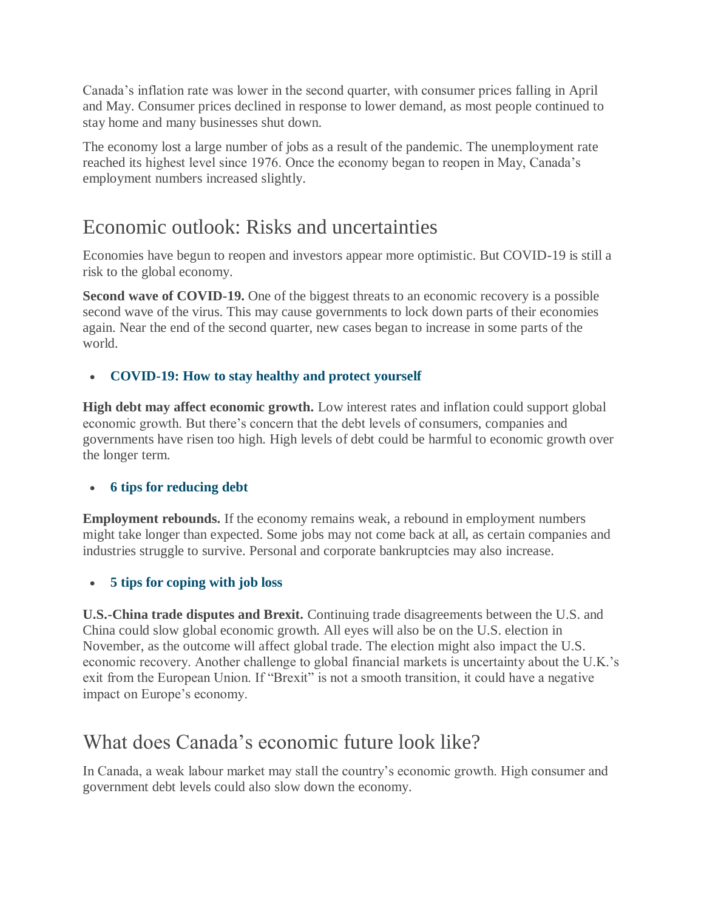Canada's inflation rate was lower in the second quarter, with consumer prices falling in April and May. Consumer prices declined in response to lower demand, as most people continued to stay home and many businesses shut down.

The economy lost a large number of jobs as a result of the pandemic. The unemployment rate reached its highest level since 1976. Once the economy began to reopen in May, Canada's employment numbers increased slightly.

## Economic outlook: Risks and uncertainties

Economies have begun to reopen and investors appear more optimistic. But COVID-19 is still a risk to the global economy.

**Second wave of COVID-19.** One of the biggest threats to an economic recovery is a possible second wave of the virus. This may cause governments to lock down parts of their economies again. Near the end of the second quarter, new cases began to increase in some parts of the world.

- **COVID-19: How to stay healthy and protect yourself**

**High debt may affect economic growth.** Low interest rates and inflation could support global economic growth. But there's concern that the debt levels of consumers, companies and governments have risen too high. High levels of debt could be harmful to economic growth over the longer term.

- **6 tips for reducing debt**

**Employment rebounds.** If the economy remains weak, a rebound in employment numbers might take longer than expected. Some jobs may not come back at all, as certain companies and industries struggle to survive. Personal and corporate bankruptcies may also increase.

- **5 tips for coping with job loss**

**U.S.-China trade disputes and Brexit.** Continuing trade disagreements between the U.S. and China could slow global economic growth. All eyes will also be on the U.S. election in November, as the outcome will affect global trade. The election might also impact the U.S. economic recovery. Another challenge to global financial markets is uncertainty about the U.K.'s exit from the European Union. If "Brexit" is not a smooth transition, it could have a negative impact on Europe's economy.

## What does Canada's economic future look like?

In Canada, a weak labour market may stall the country's economic growth. High consumer and government debt levels could also slow down the economy.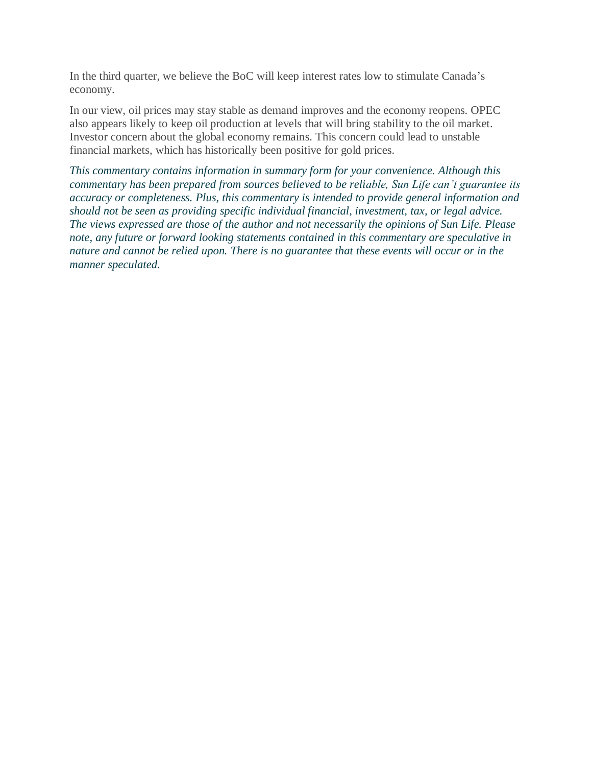In the third quarter, we believe the BoC will keep interest rates low to stimulate Canada's economy.

In our view, oil prices may stay stable as demand improves and the economy reopens. OPEC also appears likely to keep oil production at levels that will bring stability to the oil market. Investor concern about the global economy remains. This concern could lead to unstable financial markets, which has historically been positive for gold prices.

*This commentary contains information in summary form for your convenience. Although this commentary has been prepared from sources believed to be reliable, Sun Life can't guarantee its accuracy or completeness. Plus, this commentary is intended to provide general information and should not be seen as providing specific individual financial, investment, tax, or legal advice. The views expressed are those of the author and not necessarily the opinions of Sun Life. Please note, any future or forward looking statements contained in this commentary are speculative in nature and cannot be relied upon. There is no guarantee that these events will occur or in the manner speculated.*